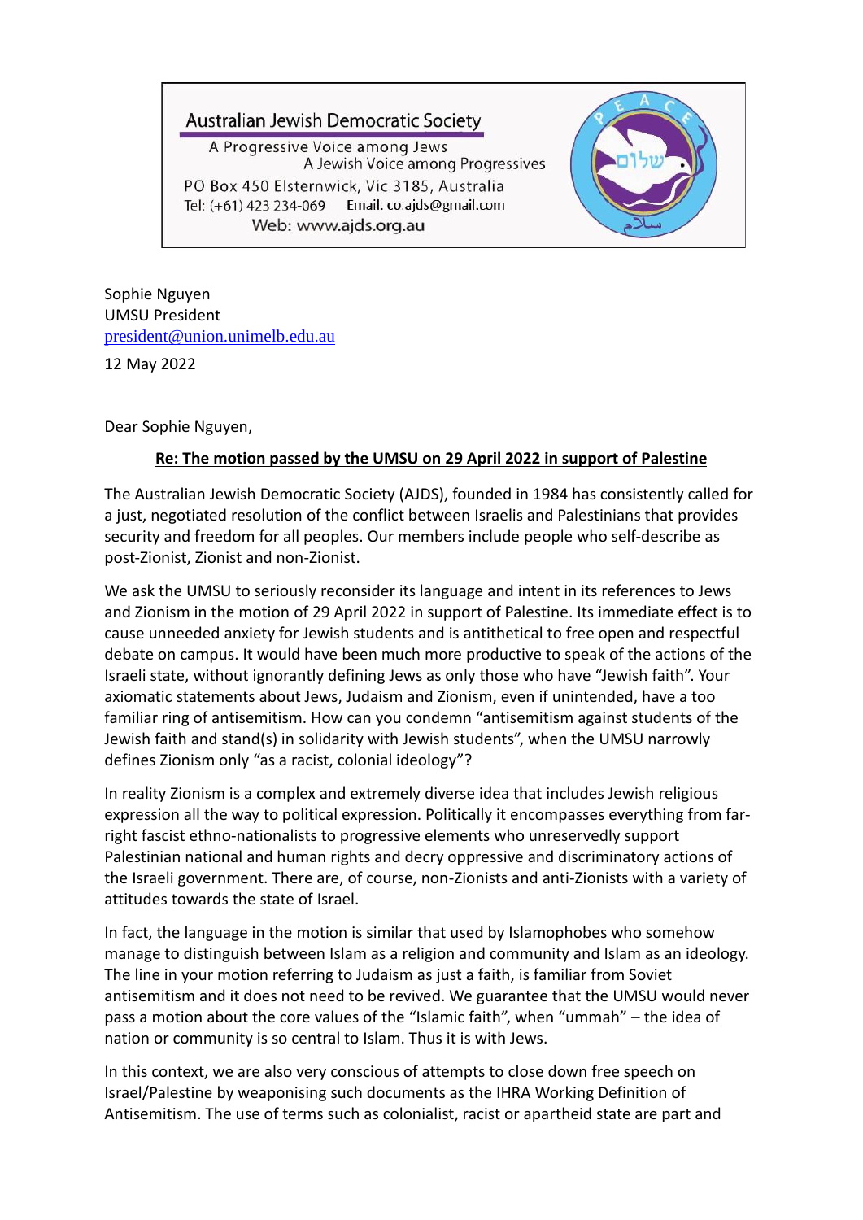Australian Jewish Democratic Society

A Progressive Voice among Jews
A Jewish Voice among Progressives

PO Box 450 Elsternwick, Vic 3185, Australia
Tel: (+61) 423 234-069 Email: co.ajds@gmail.com
Web: www.ajds.org.au

PEACE שלום سلام

Sophie Nguyen
UMSU President
president@union.unimelb.edu.au

12 May 2022

Dear Sophie Nguyen,

**Re: The motion passed by the UMSU on 29 April 2022 in support of Palestine**

The Australian Jewish Democratic Society (AJDS), founded in 1984 has consistently called for a just, negotiated resolution of the conflict between Israelis and Palestinians that provides security and freedom for all peoples. Our members include people who self-describe as post-Zionist, Zionist and non-Zionist.

We ask the UMSU to seriously reconsider its language and intent in its references to Jews and Zionism in the motion of 29 April 2022 in support of Palestine. Its immediate effect is to cause unneeded anxiety for Jewish students and is antithetical to free open and respectful debate on campus. It would have been much more productive to speak of the actions of the Israeli state, without ignorantly defining Jews as only those who have "Jewish faith". Your axiomatic statements about Jews, Judaism and Zionism, even if unintended, have a too familiar ring of antisemitism. How can you condemn "antisemitism against students of the Jewish faith and stand(s) in solidarity with Jewish students", when the UMSU narrowly defines Zionism only "as a racist, colonial ideology"?

In reality Zionism is a complex and extremely diverse idea that includes Jewish religious expression all the way to political expression. Politically it encompasses everything from far-right fascist ethno-nationalists to progressive elements who unreservedly support Palestinian national and human rights and decry oppressive and discriminatory actions of the Israeli government. There are, of course, non-Zionists and anti-Zionists with a variety of attitudes towards the state of Israel.

In fact, the language in the motion is similar that used by Islamophobes who somehow manage to distinguish between Islam as a religion and community and Islam as an ideology. The line in your motion referring to Judaism as just a faith, is familiar from Soviet antisemitism and it does not need to be revived. We guarantee that the UMSU would never pass a motion about the core values of the "Islamic faith", when "ummah" – the idea of nation or community is so central to Islam. Thus it is with Jews.

In this context, we are also very conscious of attempts to close down free speech on Israel/Palestine by weaponising such documents as the IHRA Working Definition of Antisemitism. The use of terms such as colonialist, racist or apartheid state are part and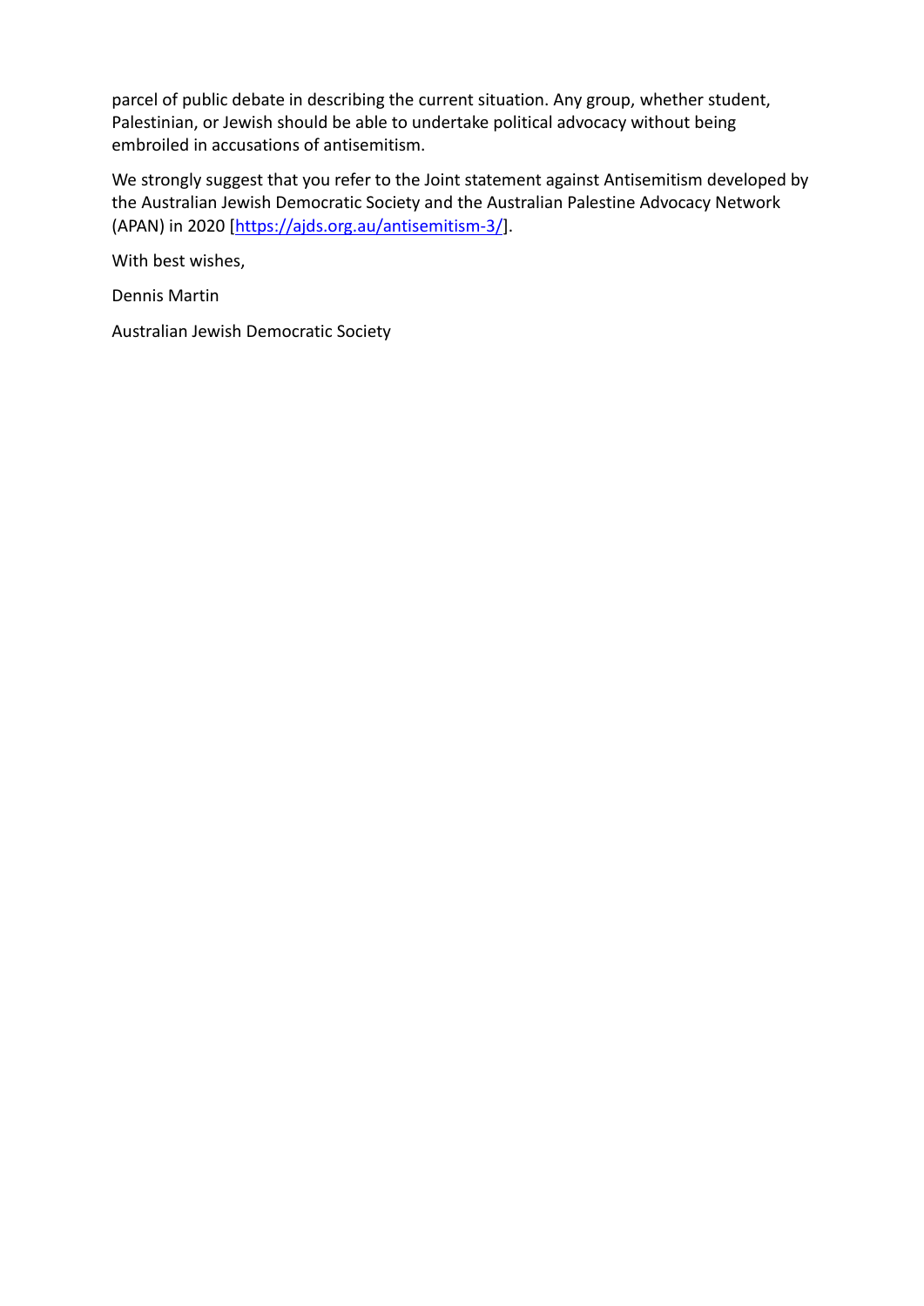parcel of public debate in describing the current situation. Any group, whether student, Palestinian, or Jewish should be able to undertake political advocacy without being embroiled in accusations of antisemitism.

We strongly suggest that you refer to the Joint statement against Antisemitism developed by the Australian Jewish Democratic Society and the Australian Palestine Advocacy Network (APAN) in 2020 [https://ajds.org.au/antisemitism-3/].

With best wishes,

Dennis Martin

Australian Jewish Democratic Society